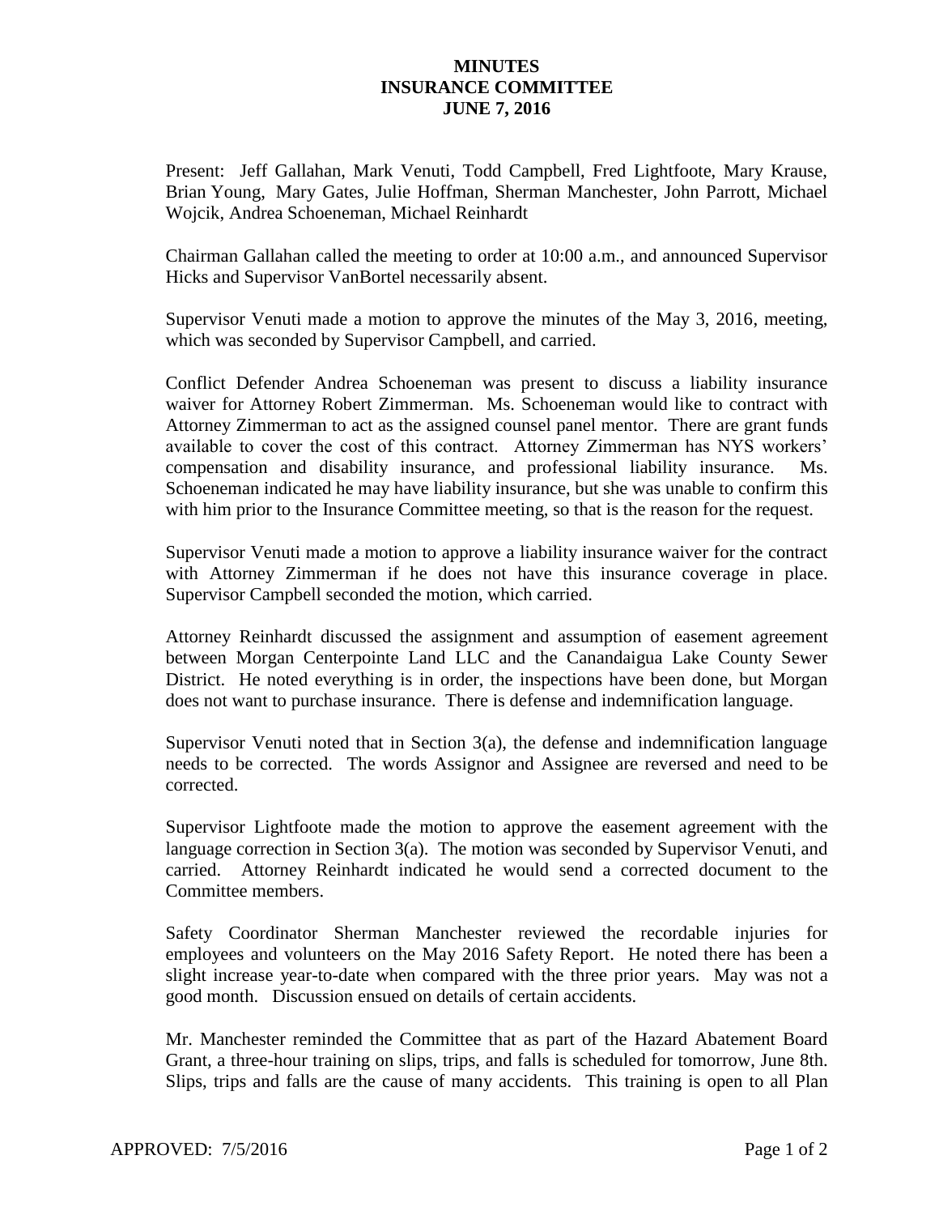# MINUTES
# INSURANCE COMMITTEE
# JUNE 7, 2016

Present: Jeff Gallahan, Mark Venuti, Todd Campbell, Fred Lightfoote, Mary Krause, Brian Young, Mary Gates, Julie Hoffman, Sherman Manchester, John Parrott, Michael Wojcik, Andrea Schoeneman, Michael Reinhardt

Chairman Gallahan called the meeting to order at 10:00 a.m., and announced Supervisor Hicks and Supervisor VanBortel necessarily absent.

Supervisor Venuti made a motion to approve the minutes of the May 3, 2016, meeting, which was seconded by Supervisor Campbell, and carried.

Conflict Defender Andrea Schoeneman was present to discuss a liability insurance waiver for Attorney Robert Zimmerman. Ms. Schoeneman would like to contract with Attorney Zimmerman to act as the assigned counsel panel mentor. There are grant funds available to cover the cost of this contract. Attorney Zimmerman has NYS workers' compensation and disability insurance, and professional liability insurance. Ms. Schoeneman indicated he may have liability insurance, but she was unable to confirm this with him prior to the Insurance Committee meeting, so that is the reason for the request.

Supervisor Venuti made a motion to approve a liability insurance waiver for the contract with Attorney Zimmerman if he does not have this insurance coverage in place. Supervisor Campbell seconded the motion, which carried.

Attorney Reinhardt discussed the assignment and assumption of easement agreement between Morgan Centerpointe Land LLC and the Canandaigua Lake County Sewer District. He noted everything is in order, the inspections have been done, but Morgan does not want to purchase insurance. There is defense and indemnification language.

Supervisor Venuti noted that in Section 3(a), the defense and indemnification language needs to be corrected. The words Assignor and Assignee are reversed and need to be corrected.

Supervisor Lightfoote made the motion to approve the easement agreement with the language correction in Section 3(a). The motion was seconded by Supervisor Venuti, and carried. Attorney Reinhardt indicated he would send a corrected document to the Committee members.

Safety Coordinator Sherman Manchester reviewed the recordable injuries for employees and volunteers on the May 2016 Safety Report. He noted there has been a slight increase year-to-date when compared with the three prior years. May was not a good month. Discussion ensued on details of certain accidents.

Mr. Manchester reminded the Committee that as part of the Hazard Abatement Board Grant, a three-hour training on slips, trips, and falls is scheduled for tomorrow, June 8th. Slips, trips and falls are the cause of many accidents. This training is open to all Plan

APPROVED: 7/5/2016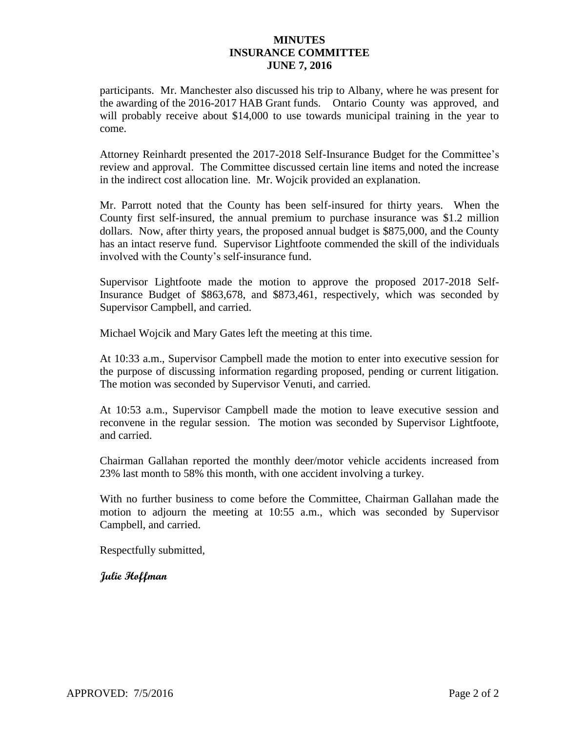participants. Mr. Manchester also discussed his trip to Albany, where he was present for the awarding of the 2016-2017 HAB Grant funds. Ontario County was approved, and will probably receive about $14,000 to use towards municipal training in the year to come.

Attorney Reinhardt presented the 2017-2018 Self-Insurance Budget for the Committee's review and approval. The Committee discussed certain line items and noted the increase in the indirect cost allocation line. Mr. Wojcik provided an explanation.

Mr. Parrott noted that the County has been self-insured for thirty years. When the County first self-insured, the annual premium to purchase insurance was $1.2 million dollars. Now, after thirty years, the proposed annual budget is $875,000, and the County has an intact reserve fund. Supervisor Lightfoote commended the skill of the individuals involved with the County's self-insurance fund.

Supervisor Lightfoote made the motion to approve the proposed 2017-2018 Self-Insurance Budget of $863,678, and $873,461, respectively, which was seconded by Supervisor Campbell, and carried.

Michael Wojcik and Mary Gates left the meeting at this time.

At 10:33 a.m., Supervisor Campbell made the motion to enter into executive session for the purpose of discussing information regarding proposed, pending or current litigation. The motion was seconded by Supervisor Venuti, and carried.

At 10:53 a.m., Supervisor Campbell made the motion to leave executive session and reconvene in the regular session. The motion was seconded by Supervisor Lightfoote, and carried.

Chairman Gallahan reported the monthly deer/motor vehicle accidents increased from 23% last month to 58% this month, with one accident involving a turkey.

With no further business to come before the Committee, Chairman Gallahan made the motion to adjourn the meeting at 10:55 a.m., which was seconded by Supervisor Campbell, and carried.

Respectfully submitted,

**Julie Hoffman**

APPROVED: 7/5/2016